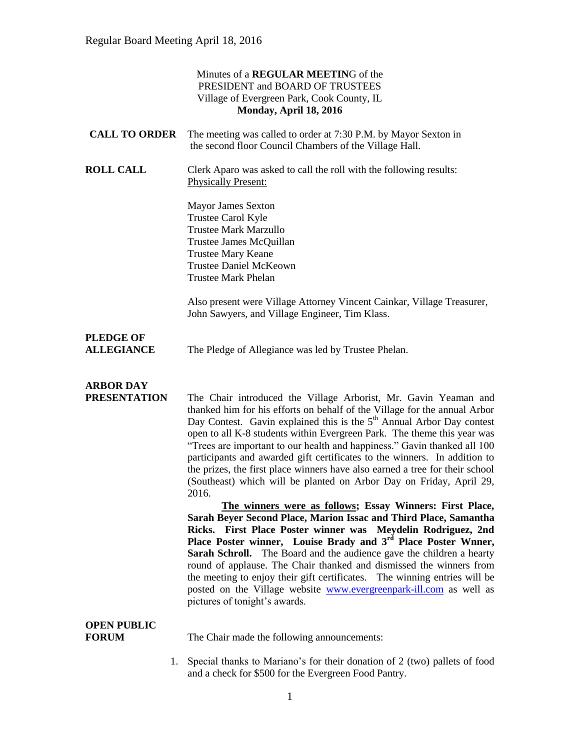Minutes of a **REGULAR MEETIN**G of the
PRESIDENT and BOARD OF TRUSTEES
Village of Evergreen Park, Cook County, IL
**Monday, April 18, 2016**

**CALL TO ORDER** The meeting was called to order at 7:30 P.M. by Mayor Sexton in the second floor Council Chambers of the Village Hall.

**ROLL CALL** Clerk Aparo was asked to call the roll with the following results:
Physically Present:

Mayor James Sexton
Trustee Carol Kyle
Trustee Mark Marzullo
Trustee James McQuillan
Trustee Mary Keane
Trustee Daniel McKeown
Trustee Mark Phelan

Also present were Village Attorney Vincent Cainkar, Village Treasurer, John Sawyers, and Village Engineer, Tim Klass.

**PLEDGE OF ALLEGIANCE** The Pledge of Allegiance was led by Trustee Phelan.

**ARBOR DAY PRESENTATION** The Chair introduced the Village Arborist, Mr. Gavin Yeaman and thanked him for his efforts on behalf of the Village for the annual Arbor Day Contest. Gavin explained this is the 5th Annual Arbor Day contest open to all K-8 students within Evergreen Park. The theme this year was "Trees are important to our health and happiness." Gavin thanked all 100 participants and awarded gift certificates to the winners. In addition to the prizes, the first place winners have also earned a tree for their school (Southeast) which will be planted on Arbor Day on Friday, April 29, 2016.

**The winners were as follows; Essay Winners: First Place, Sarah Beyer Second Place, Marion Issac and Third Place, Samantha Ricks. First Place Poster winner was Meydelin Rodriguez, 2nd Place Poster winner, Louise Brady and 3rd Place Poster Wnner, Sarah Schroll.** The Board and the audience gave the children a hearty round of applause. The Chair thanked and dismissed the winners from the meeting to enjoy their gift certificates. The winning entries will be posted on the Village website www.evergreenpark-ill.com as well as pictures of tonight's awards.

**OPEN PUBLIC FORUM** The Chair made the following announcements:

1. Special thanks to Mariano's for their donation of 2 (two) pallets of food and a check for $500 for the Evergreen Food Pantry.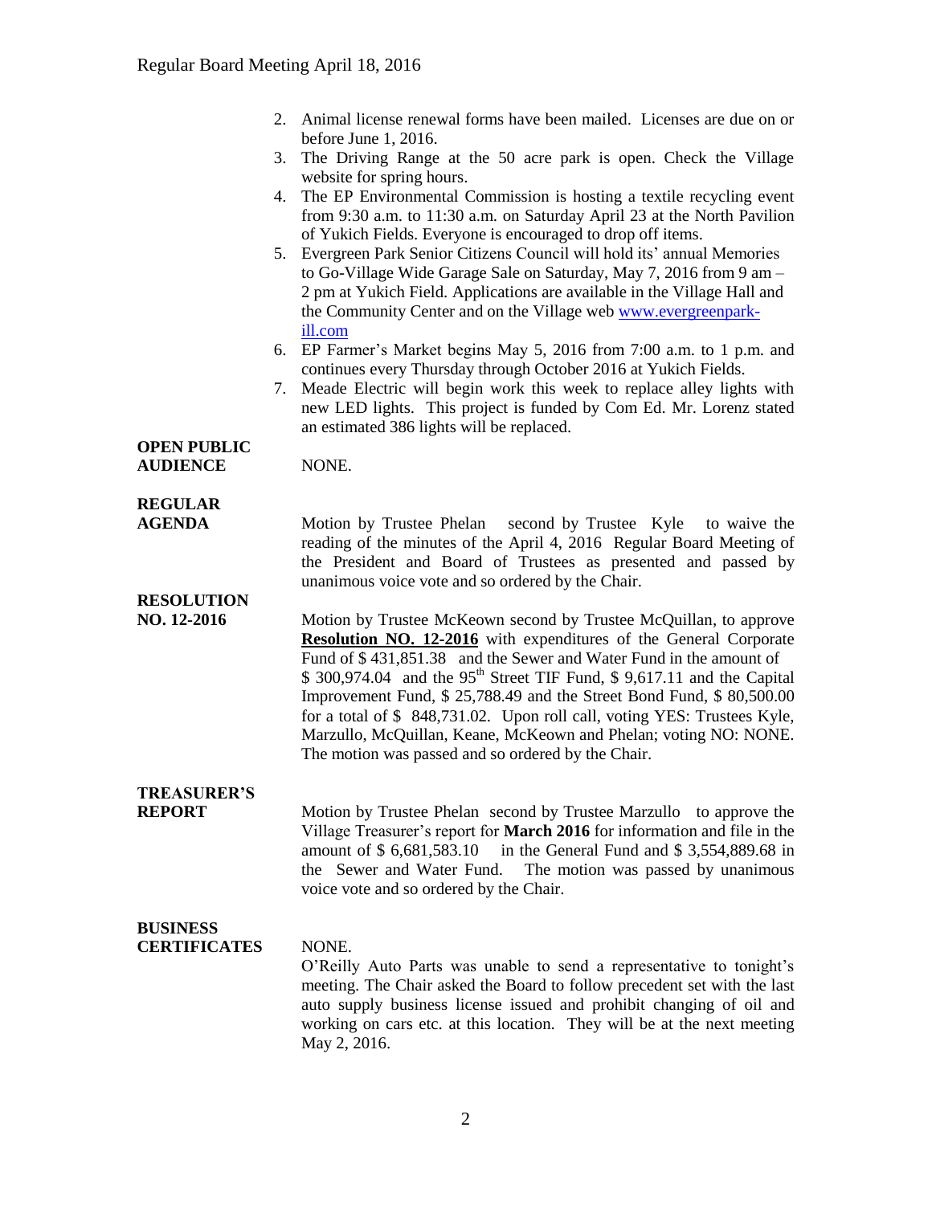2. Animal license renewal forms have been mailed. Licenses are due on or before June 1, 2016.
3. The Driving Range at the 50 acre park is open. Check the Village website for spring hours.
4. The EP Environmental Commission is hosting a textile recycling event from 9:30 a.m. to 11:30 a.m. on Saturday April 23 at the North Pavilion of Yukich Fields. Everyone is encouraged to drop off items.
5. Evergreen Park Senior Citizens Council will hold its' annual Memories to Go-Village Wide Garage Sale on Saturday, May 7, 2016 from 9 am – 2 pm at Yukich Field. Applications are available in the Village Hall and the Community Center and on the Village web [www.evergreenpark-ill.com](www.evergreenpark-ill.com)
6. EP Farmer's Market begins May 5, 2016 from 7:00 a.m. to 1 p.m. and continues every Thursday through October 2016 at Yukich Fields.
7. Meade Electric will begin work this week to replace alley lights with new LED lights. This project is funded by Com Ed. Mr. Lorenz stated an estimated 386 lights will be replaced.

**OPEN PUBLIC AUDIENCE**

NONE.

**REGULAR AGENDA**

Motion by Trustee Phelan second by Trustee Kyle to waive the reading of the minutes of the April 4, 2016 Regular Board Meeting of the President and Board of Trustees as presented and passed by unanimous voice vote and so ordered by the Chair.

**RESOLUTION NO. 12-2016**

Motion by Trustee McKeown second by Trustee McQuillan, to approve **Resolution NO. 12-2016** with expenditures of the General Corporate Fund of $ 431,851.38 and the Sewer and Water Fund in the amount of $ 300,974.04 and the 95th Street TIF Fund, $ 9,617.11 and the Capital Improvement Fund, $ 25,788.49 and the Street Bond Fund, $ 80,500.00 for a total of $ 848,731.02. Upon roll call, voting YES: Trustees Kyle, Marzullo, McQuillan, Keane, McKeown and Phelan; voting NO: NONE. The motion was passed and so ordered by the Chair.

**TREASURER'S REPORT**

Motion by Trustee Phelan second by Trustee Marzullo to approve the Village Treasurer's report for **March 2016** for information and file in the amount of $ 6,681,583.10 in the General Fund and $ 3,554,889.68 in the Sewer and Water Fund. The motion was passed by unanimous voice vote and so ordered by the Chair.

**BUSINESS CERTIFICATES**

NONE.

O'Reilly Auto Parts was unable to send a representative to tonight's meeting. The Chair asked the Board to follow precedent set with the last auto supply business license issued and prohibit changing of oil and working on cars etc. at this location. They will be at the next meeting May 2, 2016.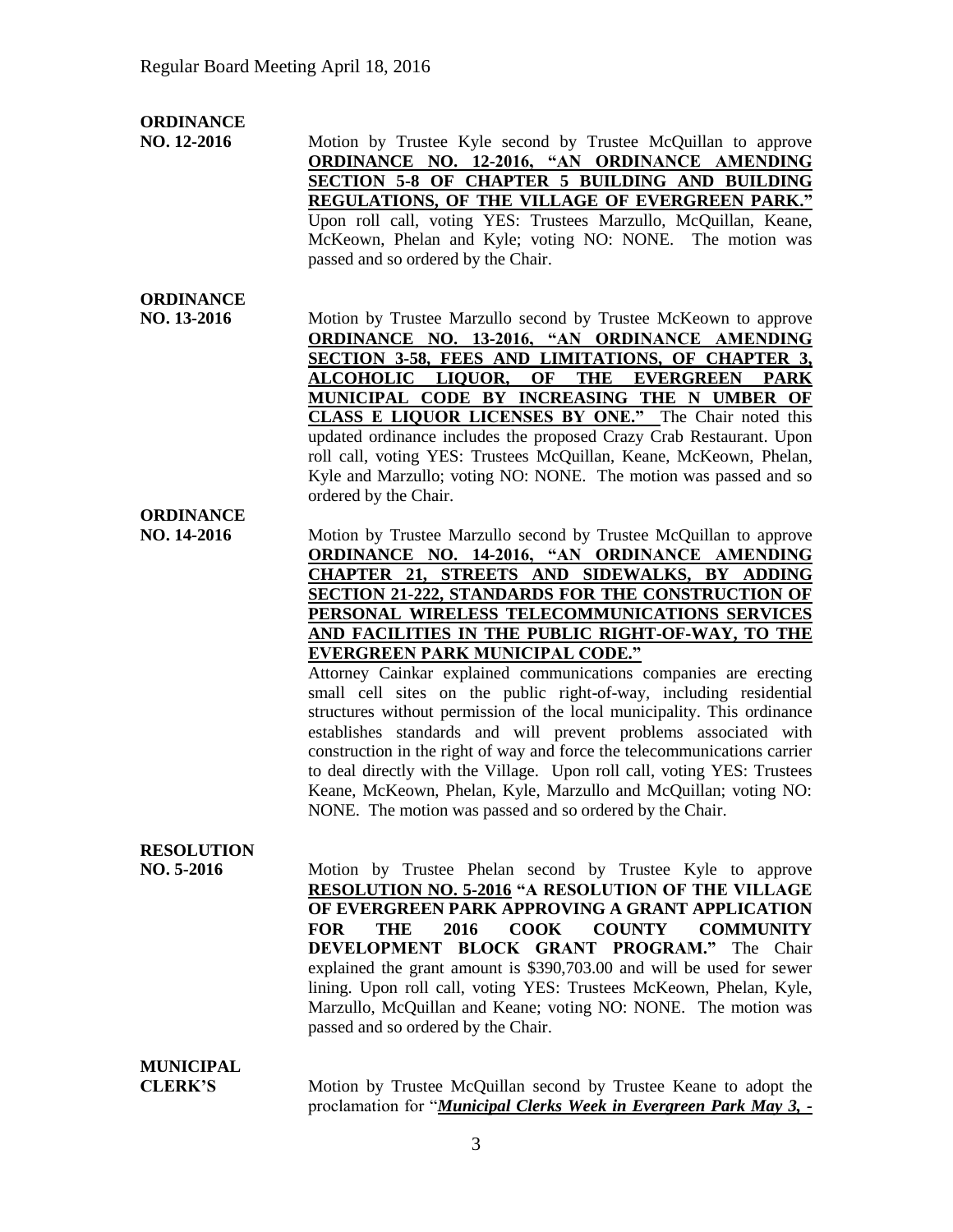**ORDINANCE NO. 12-2016**

Motion by Trustee Kyle second by Trustee McQuillan to approve **ORDINANCE NO. 12-2016, "AN ORDINANCE AMENDING SECTION 5-8 OF CHAPTER 5 BUILDING AND BUILDING REGULATIONS, OF THE VILLAGE OF EVERGREEN PARK."** Upon roll call, voting YES: Trustees Marzullo, McQuillan, Keane, McKeown, Phelan and Kyle; voting NO: NONE. The motion was passed and so ordered by the Chair.

**ORDINANCE NO. 13-2016**

Motion by Trustee Marzullo second by Trustee McKeown to approve **ORDINANCE NO. 13-2016, "AN ORDINANCE AMENDING SECTION 3-58, FEES AND LIMITATIONS, OF CHAPTER 3, ALCOHOLIC LIQUOR, OF THE EVERGREEN PARK MUNICIPAL CODE BY INCREASING THE N UMBER OF CLASS E LIQUOR LICENSES BY ONE."** The Chair noted this updated ordinance includes the proposed Crazy Crab Restaurant. Upon roll call, voting YES: Trustees McQuillan, Keane, McKeown, Phelan, Kyle and Marzullo; voting NO: NONE. The motion was passed and so ordered by the Chair.

**ORDINANCE NO. 14-2016**

Motion by Trustee Marzullo second by Trustee McQuillan to approve **ORDINANCE NO. 14-2016, "AN ORDINANCE AMENDING CHAPTER 21, STREETS AND SIDEWALKS, BY ADDING SECTION 21-222, STANDARDS FOR THE CONSTRUCTION OF PERSONAL WIRELESS TELECOMMUNICATIONS SERVICES AND FACILITIES IN THE PUBLIC RIGHT-OF-WAY, TO THE EVERGREEN PARK MUNICIPAL CODE."**

Attorney Cainkar explained communications companies are erecting small cell sites on the public right-of-way, including residential structures without permission of the local municipality. This ordinance establishes standards and will prevent problems associated with construction in the right of way and force the telecommunications carrier to deal directly with the Village. Upon roll call, voting YES: Trustees Keane, McKeown, Phelan, Kyle, Marzullo and McQuillan; voting NO: NONE. The motion was passed and so ordered by the Chair.

**RESOLUTION NO. 5-2016**

Motion by Trustee Phelan second by Trustee Kyle to approve **RESOLUTION NO. 5-2016 "A RESOLUTION OF THE VILLAGE OF EVERGREEN PARK APPROVING A GRANT APPLICATION FOR THE 2016 COOK COUNTY COMMUNITY DEVELOPMENT BLOCK GRANT PROGRAM."** The Chair explained the grant amount is $390,703.00 and will be used for sewer lining. Upon roll call, voting YES: Trustees McKeown, Phelan, Kyle, Marzullo, McQuillan and Keane; voting NO: NONE. The motion was passed and so ordered by the Chair.

**MUNICIPAL CLERK'S**

Motion by Trustee McQuillan second by Trustee Keane to adopt the proclamation for "***Municipal Clerks Week in Evergreen Park May 3, -***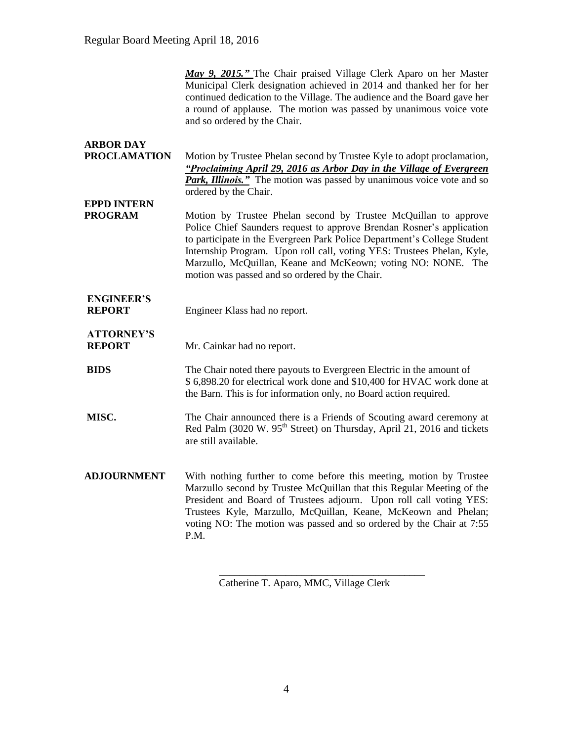***May 9, 2015."*** The Chair praised Village Clerk Aparo on her Master Municipal Clerk designation achieved in 2014 and thanked her for her continued dedication to the Village. The audience and the Board gave her a round of applause. The motion was passed by unanimous voice vote and so ordered by the Chair.

**ARBOR DAY PROCLAMATION**

Motion by Trustee Phelan second by Trustee Kyle to adopt proclamation, ***"Proclaiming April 29, 2016 as Arbor Day in the Village of Evergreen Park, Illinois."*** The motion was passed by unanimous voice vote and so ordered by the Chair.

**EPPD INTERN PROGRAM**

Motion by Trustee Phelan second by Trustee McQuillan to approve Police Chief Saunders request to approve Brendan Rosner's application to participate in the Evergreen Park Police Department's College Student Internship Program. Upon roll call, voting YES: Trustees Phelan, Kyle, Marzullo, McQuillan, Keane and McKeown; voting NO: NONE. The motion was passed and so ordered by the Chair.

**ENGINEER'S REPORT**

Engineer Klass had no report.

**ATTORNEY'S REPORT**

Mr. Cainkar had no report.

**BIDS**

The Chair noted there payouts to Evergreen Electric in the amount of $ 6,898.20 for electrical work done and $10,400 for HVAC work done at the Barn. This is for information only, no Board action required.

**MISC.**

The Chair announced there is a Friends of Scouting award ceremony at Red Palm (3020 W. 95th Street) on Thursday, April 21, 2016 and tickets are still available.

**ADJOURNMENT**

With nothing further to come before this meeting, motion by Trustee Marzullo second by Trustee McQuillan that this Regular Meeting of the President and Board of Trustees adjourn. Upon roll call voting YES: Trustees Kyle, Marzullo, McQuillan, Keane, McKeown and Phelan; voting NO: The motion was passed and so ordered by the Chair at 7:55 P.M.

\_\_\_\_\_\_\_\_\_\_\_\_\_\_\_\_\_\_\_\_\_\_\_\_\_\_\_\_\_\_\_\_\_\_\_\_\_\_\_\_

Catherine T. Aparo, MMC, Village Clerk